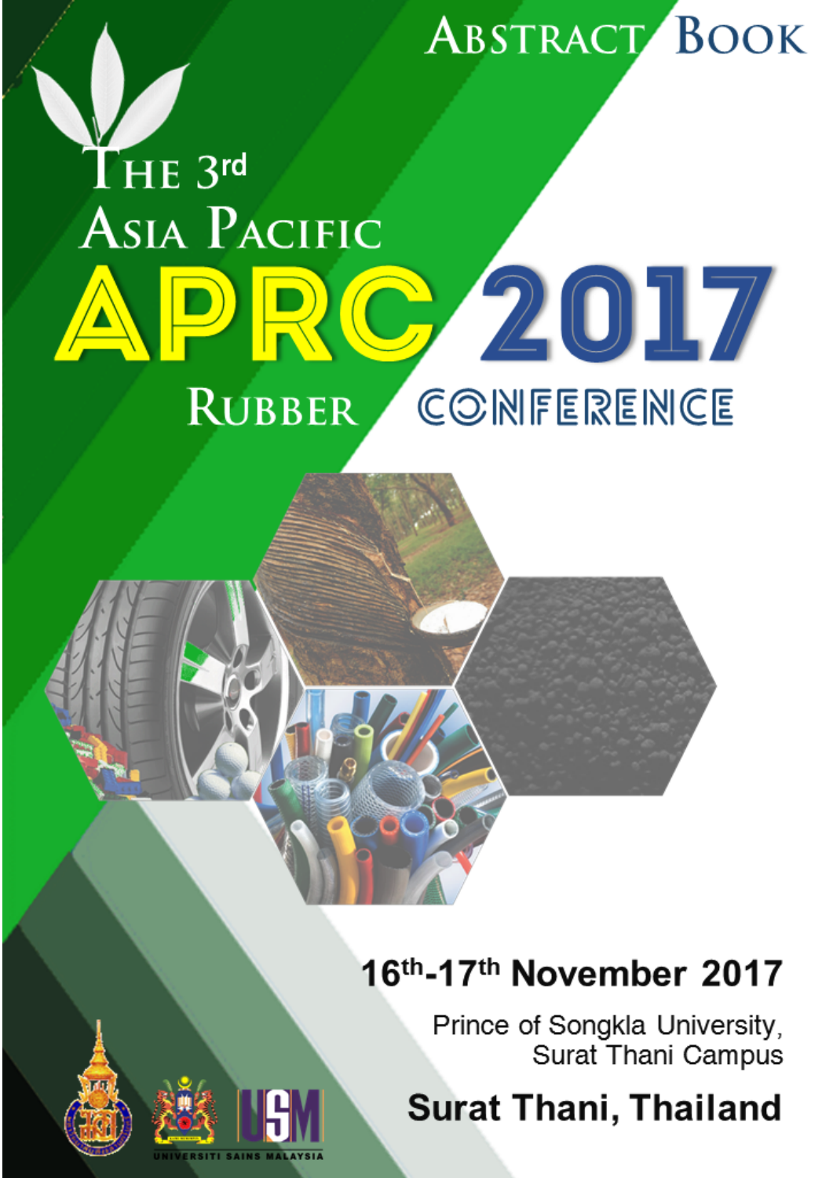# Abstract Book

# The 3rd Asia Pacific Rubber Conference

# APRC 2017

16th-17th November 2017

Prince of Songkla University, Surat Thani Campus

**Surat Thani, Thailand**

UNIVERSITI SAINS MALAYSIA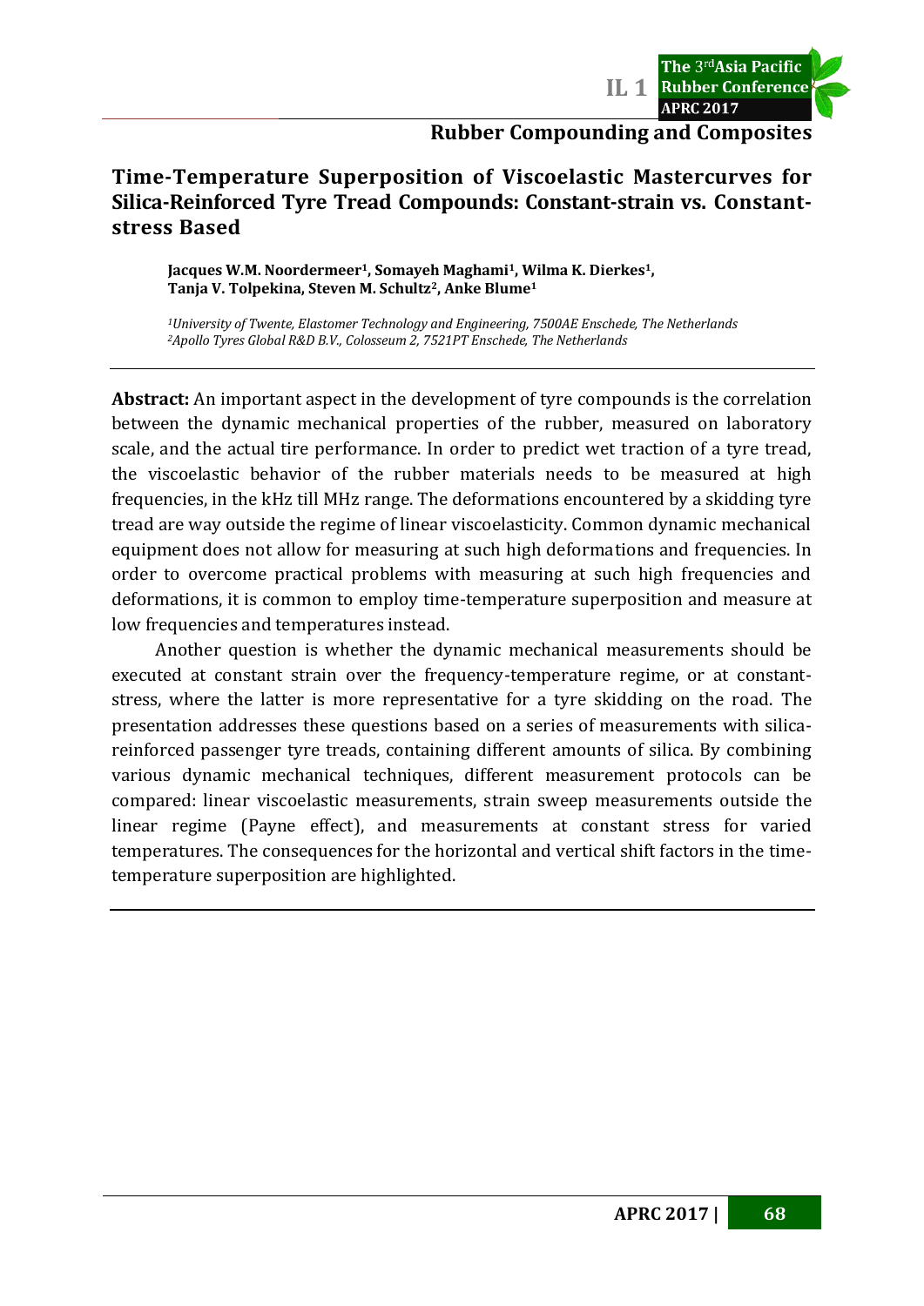# Time-Temperature Superposition of Viscoelastic Mastercurves for Silica-Reinforced Tyre Tread Compounds: Constant-strain vs. Constant-stress Based

**Jacques W.M. Noordermeer[1], Somayeh Maghami[1], Wilma K. Dierkes[1], Tanja V. Tolpekina, Steven M. Schultz[2], Anke Blume[1]**

*[1]University of Twente, Elastomer Technology and Engineering, 7500AE Enschede, The Netherlands*
*[2]Apollo Tyres Global R&D B.V., Colosseum 2, 7521PT Enschede, The Netherlands*

---

**Abstract:** An important aspect in the development of tyre compounds is the correlation between the dynamic mechanical properties of the rubber, measured on laboratory scale, and the actual tire performance. In order to predict wet traction of a tyre tread, the viscoelastic behavior of the rubber materials needs to be measured at high frequencies, in the kHz till MHz range. The deformations encountered by a skidding tyre tread are way outside the regime of linear viscoelasticity. Common dynamic mechanical equipment does not allow for measuring at such high deformations and frequencies. In order to overcome practical problems with measuring at such high frequencies and deformations, it is common to employ time-temperature superposition and measure at low frequencies and temperatures instead.

Another question is whether the dynamic mechanical measurements should be executed at constant strain over the frequency-temperature regime, or at constant-stress, where the latter is more representative for a tyre skidding on the road. The presentation addresses these questions based on a series of measurements with silica-reinforced passenger tyre treads, containing different amounts of silica. By combining various dynamic mechanical techniques, different measurement protocols can be compared: linear viscoelastic measurements, strain sweep measurements outside the linear regime (Payne effect), and measurements at constant stress for varied temperatures. The consequences for the horizontal and vertical shift factors in the time-temperature superposition are highlighted.